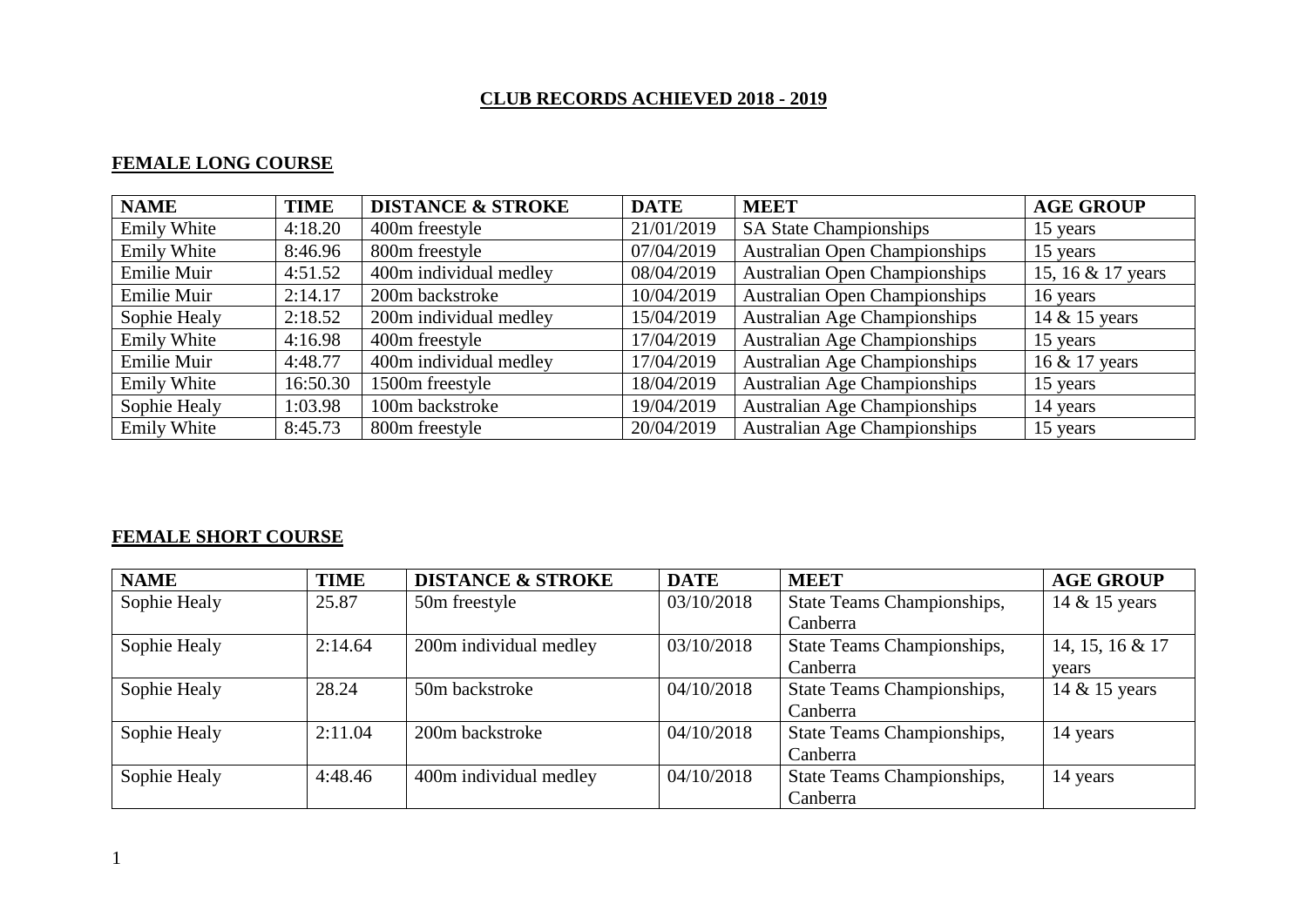# CLUB RECORDS ACHIEVED 2018 - 2019

## FEMALE LONG COURSE

| NAME | TIME | DISTANCE & STROKE | DATE | MEET | AGE GROUP |
|---|---|---|---|---|---|
| Emily White | 4:18.20 | 400m freestyle | 21/01/2019 | SA State Championships | 15 years |
| Emily White | 8:46.96 | 800m freestyle | 07/04/2019 | Australian Open Championships | 15 years |
| Emilie Muir | 4:51.52 | 400m individual medley | 08/04/2019 | Australian Open Championships | 15, 16 & 17 years |
| Emilie Muir | 2:14.17 | 200m backstroke | 10/04/2019 | Australian Open Championships | 16 years |
| Sophie Healy | 2:18.52 | 200m individual medley | 15/04/2019 | Australian Age Championships | 14 & 15 years |
| Emily White | 4:16.98 | 400m freestyle | 17/04/2019 | Australian Age Championships | 15 years |
| Emilie Muir | 4:48.77 | 400m individual medley | 17/04/2019 | Australian Age Championships | 16 & 17 years |
| Emily White | 16:50.30 | 1500m freestyle | 18/04/2019 | Australian Age Championships | 15 years |
| Sophie Healy | 1:03.98 | 100m backstroke | 19/04/2019 | Australian Age Championships | 14 years |
| Emily White | 8:45.73 | 800m freestyle | 20/04/2019 | Australian Age Championships | 15 years |

## FEMALE SHORT COURSE

| NAME | TIME | DISTANCE & STROKE | DATE | MEET | AGE GROUP |
|---|---|---|---|---|---|
| Sophie Healy | 25.87 | 50m freestyle | 03/10/2018 | State Teams Championships, Canberra | 14 & 15 years |
| Sophie Healy | 2:14.64 | 200m individual medley | 03/10/2018 | State Teams Championships, Canberra | 14, 15, 16 & 17 years |
| Sophie Healy | 28.24 | 50m backstroke | 04/10/2018 | State Teams Championships, Canberra | 14 & 15 years |
| Sophie Healy | 2:11.04 | 200m backstroke | 04/10/2018 | State Teams Championships, Canberra | 14 years |
| Sophie Healy | 4:48.46 | 400m individual medley | 04/10/2018 | State Teams Championships, Canberra | 14 years |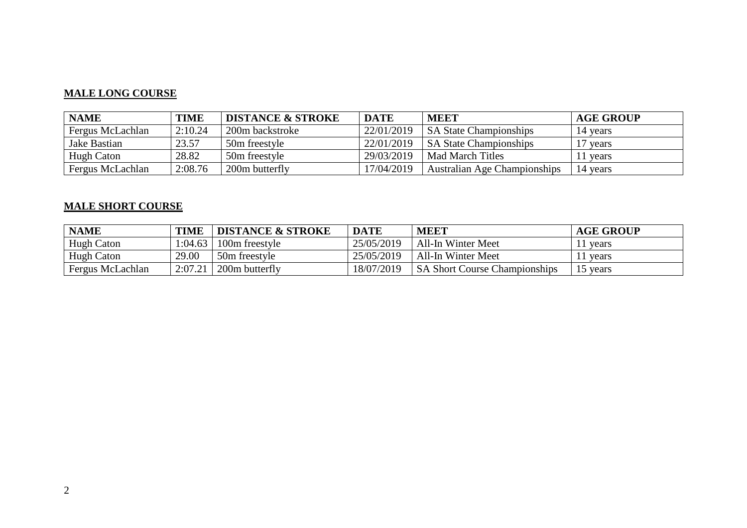**MALE LONG COURSE**

| NAME | TIME | DISTANCE & STROKE | DATE | MEET | AGE GROUP |
|---|---|---|---|---|---|
| Fergus McLachlan | 2:10.24 | 200m backstroke | 22/01/2019 | SA State Championships | 14 years |
| Jake Bastian | 23.57 | 50m freestyle | 22/01/2019 | SA State Championships | 17 years |
| Hugh Caton | 28.82 | 50m freestyle | 29/03/2019 | Mad March Titles | 11 years |
| Fergus McLachlan | 2:08.76 | 200m butterfly | 17/04/2019 | Australian Age Championships | 14 years |

**MALE SHORT COURSE**

| NAME | TIME | DISTANCE & STROKE | DATE | MEET | AGE GROUP |
|---|---|---|---|---|---|
| Hugh Caton | 1:04.63 | 100m freestyle | 25/05/2019 | All-In Winter Meet | 11 years |
| Hugh Caton | 29.00 | 50m freestyle | 25/05/2019 | All-In Winter Meet | 11 years |
| Fergus McLachlan | 2:07.21 | 200m butterfly | 18/07/2019 | SA Short Course Championships | 15 years |